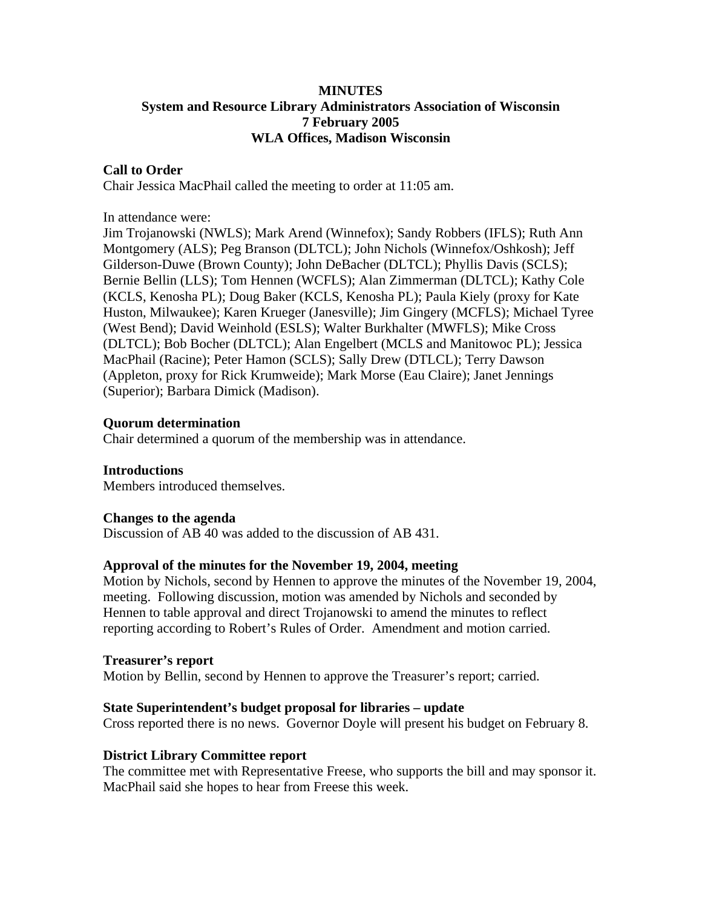# MINUTES

## System and Resource Library Administrators Association of Wisconsin

## 7 February 2005

## WLA Offices, Madison Wisconsin

### Call to Order

Chair Jessica MacPhail called the meeting to order at 11:05 am.

In attendance were:

Jim Trojanowski (NWLS); Mark Arend (Winnefox); Sandy Robbers (IFLS); Ruth Ann Montgomery (ALS); Peg Branson (DLTCL); John Nichols (Winnefox/Oshkosh); Jeff Gilderson-Duwe (Brown County); John DeBacher (DLTCL); Phyllis Davis (SCLS); Bernie Bellin (LLS); Tom Hennen (WCFLS); Alan Zimmerman (DLTCL); Kathy Cole (KCLS, Kenosha PL); Doug Baker (KCLS, Kenosha PL); Paula Kiely (proxy for Kate Huston, Milwaukee); Karen Krueger (Janesville); Jim Gingery (MCFLS); Michael Tyree (West Bend); David Weinhold (ESLS); Walter Burkhalter (MWFLS); Mike Cross (DLTCL); Bob Bocher (DLTCL); Alan Engelbert (MCLS and Manitowoc PL); Jessica MacPhail (Racine); Peter Hamon (SCLS); Sally Drew (DTLCL); Terry Dawson (Appleton, proxy for Rick Krumweide); Mark Morse (Eau Claire); Janet Jennings (Superior); Barbara Dimick (Madison).

### Quorum determination

Chair determined a quorum of the membership was in attendance.

### Introductions

Members introduced themselves.

### Changes to the agenda

Discussion of AB 40 was added to the discussion of AB 431.

### Approval of the minutes for the November 19, 2004, meeting

Motion by Nichols, second by Hennen to approve the minutes of the November 19, 2004, meeting. Following discussion, motion was amended by Nichols and seconded by Hennen to table approval and direct Trojanowski to amend the minutes to reflect reporting according to Robert's Rules of Order. Amendment and motion carried.

### Treasurer's report

Motion by Bellin, second by Hennen to approve the Treasurer's report; carried.

### State Superintendent's budget proposal for libraries – update

Cross reported there is no news. Governor Doyle will present his budget on February 8.

### District Library Committee report

The committee met with Representative Freese, who supports the bill and may sponsor it. MacPhail said she hopes to hear from Freese this week.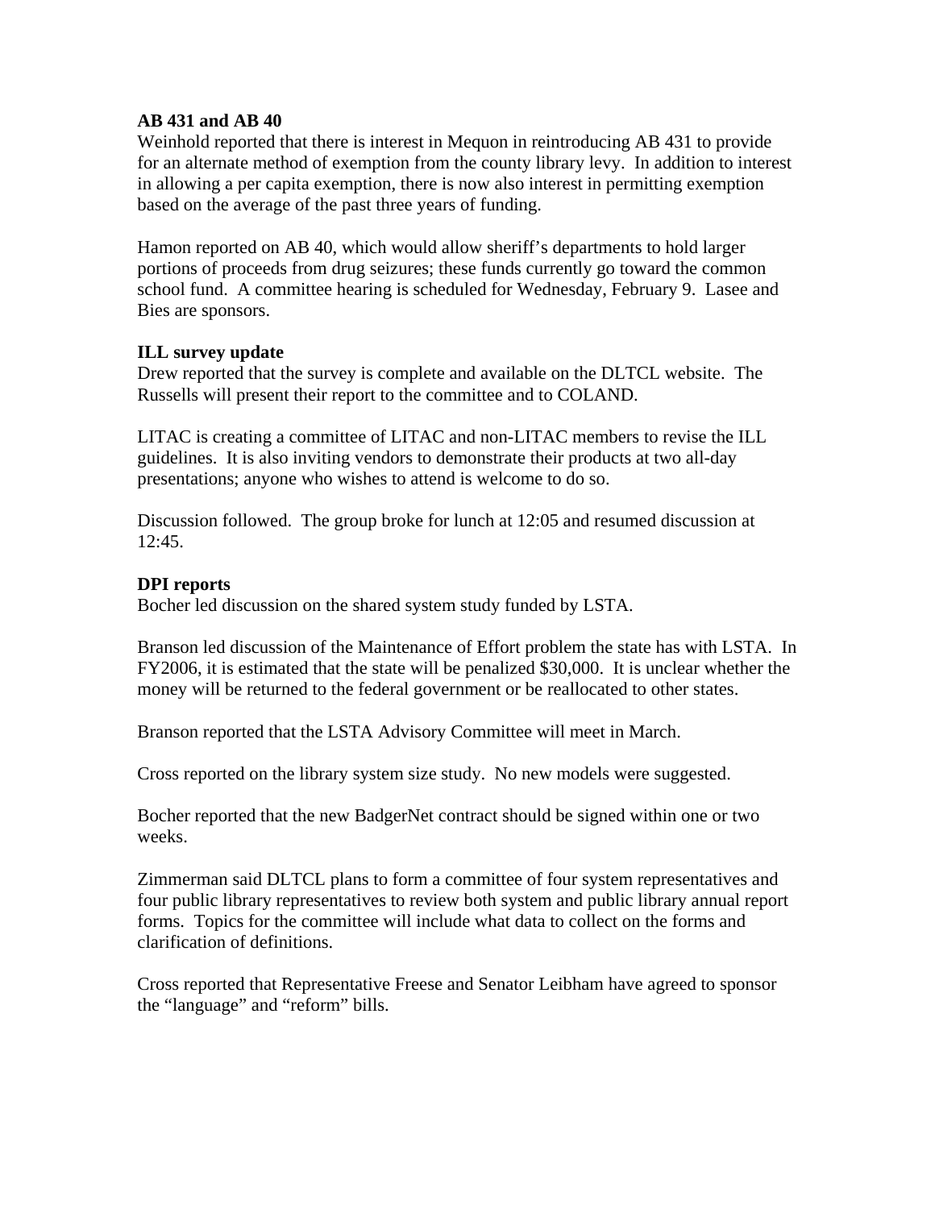**AB 431 and AB 40**

Weinhold reported that there is interest in Mequon in reintroducing AB 431 to provide for an alternate method of exemption from the county library levy. In addition to interest in allowing a per capita exemption, there is now also interest in permitting exemption based on the average of the past three years of funding.

Hamon reported on AB 40, which would allow sheriff's departments to hold larger portions of proceeds from drug seizures; these funds currently go toward the common school fund. A committee hearing is scheduled for Wednesday, February 9. Lasee and Bies are sponsors.

**ILL survey update**

Drew reported that the survey is complete and available on the DLTCL website. The Russells will present their report to the committee and to COLAND.

LITAC is creating a committee of LITAC and non-LITAC members to revise the ILL guidelines. It is also inviting vendors to demonstrate their products at two all-day presentations; anyone who wishes to attend is welcome to do so.

Discussion followed. The group broke for lunch at 12:05 and resumed discussion at 12:45.

**DPI reports**

Bocher led discussion on the shared system study funded by LSTA.

Branson led discussion of the Maintenance of Effort problem the state has with LSTA. In FY2006, it is estimated that the state will be penalized $30,000. It is unclear whether the money will be returned to the federal government or be reallocated to other states.

Branson reported that the LSTA Advisory Committee will meet in March.

Cross reported on the library system size study. No new models were suggested.

Bocher reported that the new BadgerNet contract should be signed within one or two weeks.

Zimmerman said DLTCL plans to form a committee of four system representatives and four public library representatives to review both system and public library annual report forms. Topics for the committee will include what data to collect on the forms and clarification of definitions.

Cross reported that Representative Freese and Senator Leibham have agreed to sponsor the "language" and "reform" bills.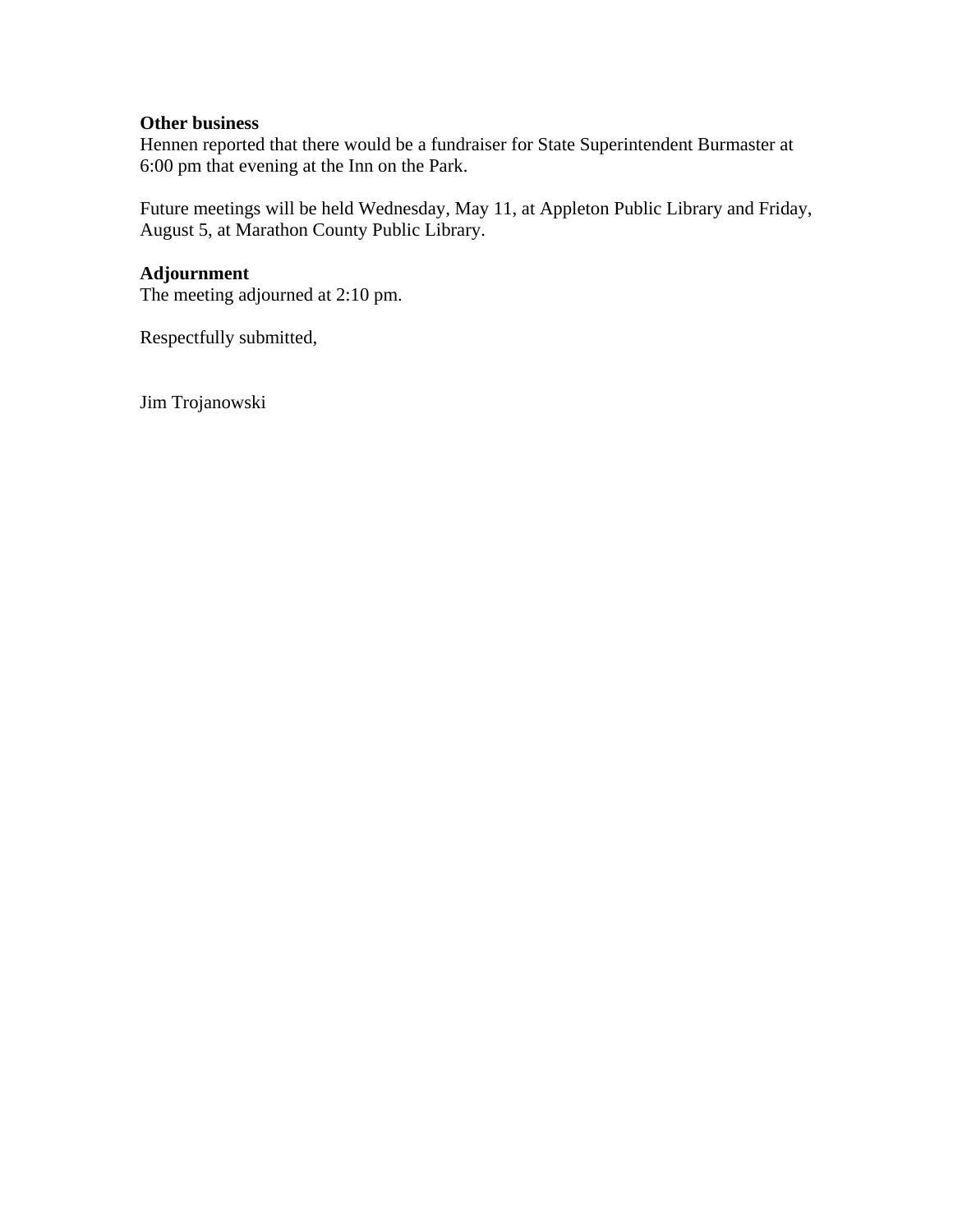**Other business**
Hennen reported that there would be a fundraiser for State Superintendent Burmaster at 6:00 pm that evening at the Inn on the Park.

Future meetings will be held Wednesday, May 11, at Appleton Public Library and Friday, August 5, at Marathon County Public Library.

**Adjournment**
The meeting adjourned at 2:10 pm.

Respectfully submitted,

Jim Trojanowski